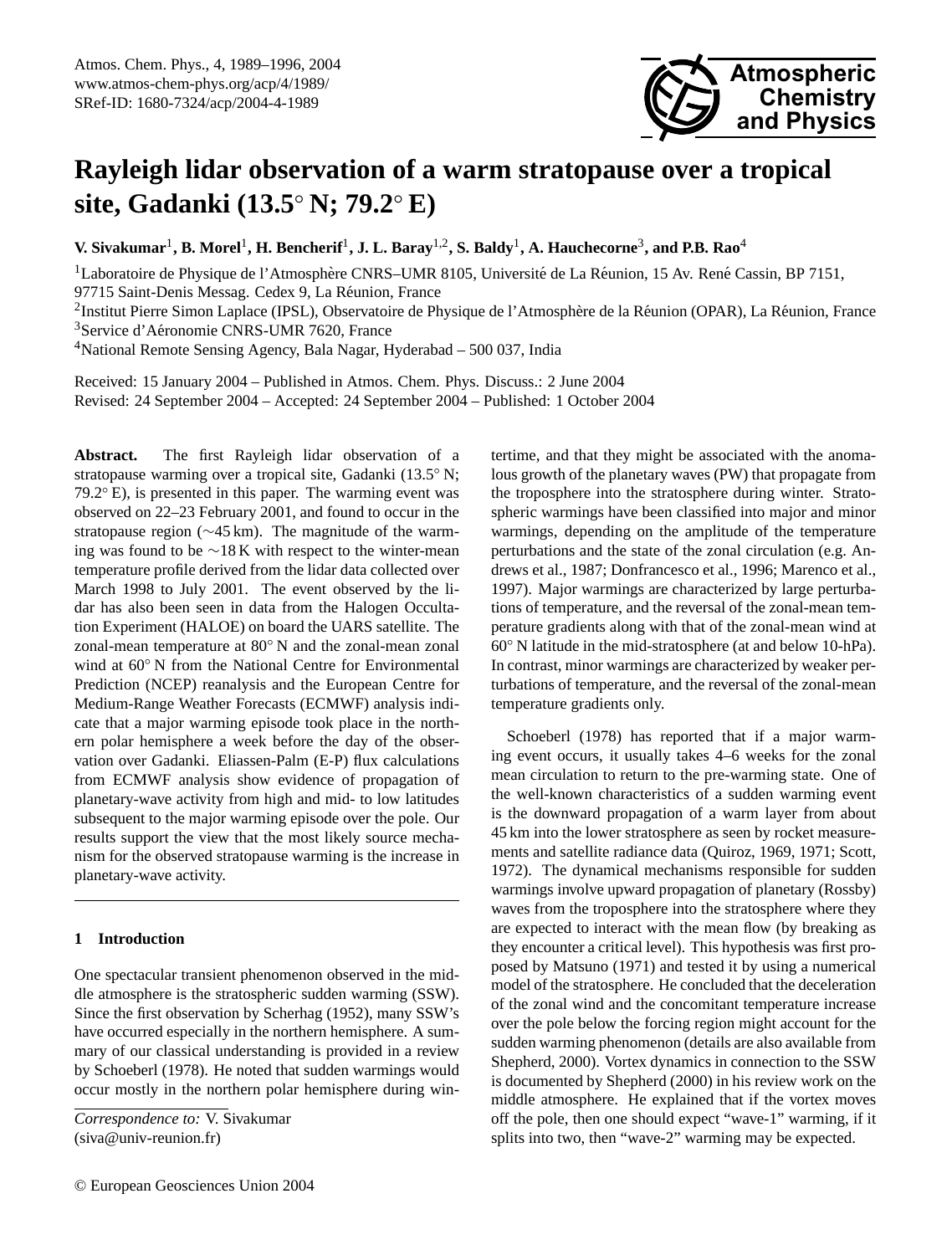# Rayleigh lidar observation of a warm stratopause over a tropical site, Gadanki (13.5° N; 79.2° E)

**V. Sivakumar[1], B. Morel[1], H. Bencherif[1], J. L. Baray[1,2], S. Baldy[1], A. Hauchecorne[3], and P.B. Rao[4]**

[1]Laboratoire de Physique de l'Atmosphère CNRS–UMR 8105, Université de La Réunion, 15 Av. René Cassin, BP 7151, 97715 Saint-Denis Messag. Cedex 9, La Réunion, France
[2]Institut Pierre Simon Laplace (IPSL), Observatoire de Physique de l'Atmosphère de la Réunion (OPAR), La Réunion, France
[3]Service d'Aéronomie CNRS-UMR 7620, France
[4]National Remote Sensing Agency, Bala Nagar, Hyderabad – 500 037, India

Received: 15 January 2004 – Published in Atmos. Chem. Phys. Discuss.: 2 June 2004
Revised: 24 September 2004 – Accepted: 24 September 2004 – Published: 1 October 2004

**Abstract.** The first Rayleigh lidar observation of a stratopause warming over a tropical site, Gadanki (13.5° N; 79.2° E), is presented in this paper. The warming event was observed on 22–23 February 2001, and found to occur in the stratopause region (∼45 km). The magnitude of the warming was found to be ∼18 K with respect to the winter-mean temperature profile derived from the lidar data collected over March 1998 to July 2001. The event observed by the lidar has also been seen in data from the Halogen Occultation Experiment (HALOE) on board the UARS satellite. The zonal-mean temperature at 80° N and the zonal-mean zonal wind at 60° N from the National Centre for Environmental Prediction (NCEP) reanalysis and the European Centre for Medium-Range Weather Forecasts (ECMWF) analysis indicate that a major warming episode took place in the northern polar hemisphere a week before the day of the observation over Gadanki. Eliassen-Palm (E-P) flux calculations from ECMWF analysis show evidence of propagation of planetary-wave activity from high and mid- to low latitudes subsequent to the major warming episode over the pole. Our results support the view that the most likely source mechanism for the observed stratopause warming is the increase in planetary-wave activity.

## 1 Introduction

One spectacular transient phenomenon observed in the middle atmosphere is the stratospheric sudden warming (SSW). Since the first observation by Scherhag (1952), many SSW's have occurred especially in the northern hemisphere. A summary of our classical understanding is provided in a review by Schoeberl (1978). He noted that sudden warmings would occur mostly in the northern polar hemisphere during wintertime, and that they might be associated with the anomalous growth of the planetary waves (PW) that propagate from the troposphere into the stratosphere during winter. Stratospheric warmings have been classified into major and minor warmings, depending on the amplitude of the temperature perturbations and the state of the zonal circulation (e.g. Andrews et al., 1987; Donfrancesco et al., 1996; Marenco et al., 1997). Major warmings are characterized by large perturbations of temperature, and the reversal of the zonal-mean temperature gradients along with that of the zonal-mean wind at 60° N latitude in the mid-stratosphere (at and below 10-hPa). In contrast, minor warmings are characterized by weaker perturbations of temperature, and the reversal of the zonal-mean temperature gradients only.

Schoeberl (1978) has reported that if a major warming event occurs, it usually takes 4–6 weeks for the zonal mean circulation to return to the pre-warming state. One of the well-known characteristics of a sudden warming event is the downward propagation of a warm layer from about 45 km into the lower stratosphere as seen by rocket measurements and satellite radiance data (Quiroz, 1969, 1971; Scott, 1972). The dynamical mechanisms responsible for sudden warmings involve upward propagation of planetary (Rossby) waves from the troposphere into the stratosphere where they are expected to interact with the mean flow (by breaking as they encounter a critical level). This hypothesis was first proposed by Matsuno (1971) and tested it by using a numerical model of the stratosphere. He concluded that the deceleration of the zonal wind and the concomitant temperature increase over the pole below the forcing region might account for the sudden warming phenomenon (details are also available from Shepherd, 2000). Vortex dynamics in connection to the SSW is documented by Shepherd (2000) in his review work on the middle atmosphere. He explained that if the vortex moves off the pole, then one should expect "wave-1" warming, if it splits into two, then "wave-2" warming may be expected.

*Correspondence to:* V. Sivakumar
(siva@univ-reunion.fr)

© European Geosciences Union 2004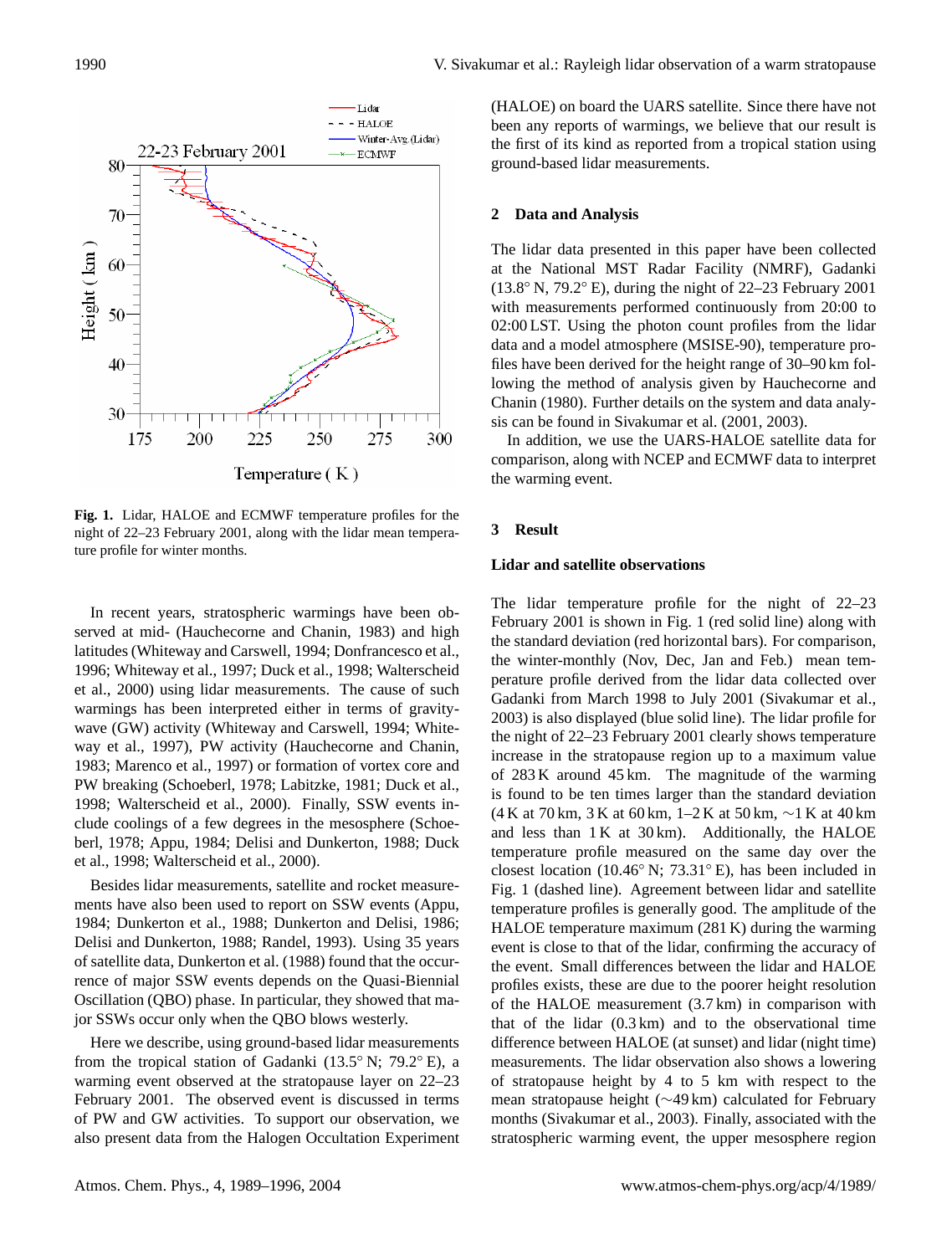Fig. 1. Lidar, HALOE and ECMWF temperature profiles for the night of 22–23 February 2001, along with the lidar mean temperature profile for winter months.

In recent years, stratospheric warmings have been observed at mid- (Hauchecorne and Chanin, 1983) and high latitudes (Whiteway and Carswell, 1994; Donfrancesco et al., 1996; Whiteway et al., 1997; Duck et al., 1998; Walterscheid et al., 2000) using lidar measurements. The cause of such warmings has been interpreted either in terms of gravity-wave (GW) activity (Whiteway and Carswell, 1994; Whiteway et al., 1997), PW activity (Hauchecorne and Chanin, 1983; Marenco et al., 1997) or formation of vortex core and PW breaking (Schoeberl, 1978; Labitzke, 1981; Duck et al., 1998; Walterscheid et al., 2000). Finally, SSW events include coolings of a few degrees in the mesosphere (Schoeberl, 1978; Appu, 1984; Delisi and Dunkerton, 1988; Duck et al., 1998; Walterscheid et al., 2000).

Besides lidar measurements, satellite and rocket measurements have also been used to report on SSW events (Appu, 1984; Dunkerton et al., 1988; Dunkerton and Delisi, 1986; Delisi and Dunkerton, 1988; Randel, 1993). Using 35 years of satellite data, Dunkerton et al. (1988) found that the occurrence of major SSW events depends on the Quasi-Biennial Oscillation (QBO) phase. In particular, they showed that major SSWs occur only when the QBO blows westerly.

Here we describe, using ground-based lidar measurements from the tropical station of Gadanki (13.5° N; 79.2° E), a warming event observed at the stratopause layer on 22–23 February 2001. The observed event is discussed in terms of PW and GW activities. To support our observation, we also present data from the Halogen Occultation Experiment (HALOE) on board the UARS satellite. Since there have not been any reports of warmings, we believe that our result is the first of its kind as reported from a tropical station using ground-based lidar measurements.

## 2 Data and Analysis

The lidar data presented in this paper have been collected at the National MST Radar Facility (NMRF), Gadanki (13.8° N, 79.2° E), during the night of 22–23 February 2001 with measurements performed continuously from 20:00 to 02:00 LST. Using the photon count profiles from the lidar data and a model atmosphere (MSISE-90), temperature profiles have been derived for the height range of 30–90 km following the method of analysis given by Hauchecorne and Chanin (1980). Further details on the system and data analysis can be found in Sivakumar et al. (2001, 2003).

In addition, we use the UARS-HALOE satellite data for comparison, along with NCEP and ECMWF data to interpret the warming event.

## 3 Result

### Lidar and satellite observations

The lidar temperature profile for the night of 22–23 February 2001 is shown in Fig. 1 (red solid line) along with the standard deviation (red horizontal bars). For comparison, the winter-monthly (Nov, Dec, Jan and Feb.) mean temperature profile derived from the lidar data collected over Gadanki from March 1998 to July 2001 (Sivakumar et al., 2003) is also displayed (blue solid line). The lidar profile for the night of 22–23 February 2001 clearly shows temperature increase in the stratopause region up to a maximum value of 283 K around 45 km. The magnitude of the warming is found to be ten times larger than the standard deviation (4 K at 70 km, 3 K at 60 km, 1–2 K at 50 km, ~1 K at 40 km and less than 1 K at 30 km). Additionally, the HALOE temperature profile measured on the same day over the closest location (10.46° N; 73.31° E), has been included in Fig. 1 (dashed line). Agreement between lidar and satellite temperature profiles is generally good. The amplitude of the HALOE temperature maximum (281 K) during the warming event is close to that of the lidar, confirming the accuracy of the event. Small differences between the lidar and HALOE profiles exists, these are due to the poorer height resolution of the HALOE measurement (3.7 km) in comparison with that of the lidar (0.3 km) and to the observational time difference between HALOE (at sunset) and lidar (night time) measurements. The lidar observation also shows a lowering of stratopause height by 4 to 5 km with respect to the mean stratopause height (~49 km) calculated for February months (Sivakumar et al., 2003). Finally, associated with the stratospheric warming event, the upper mesosphere region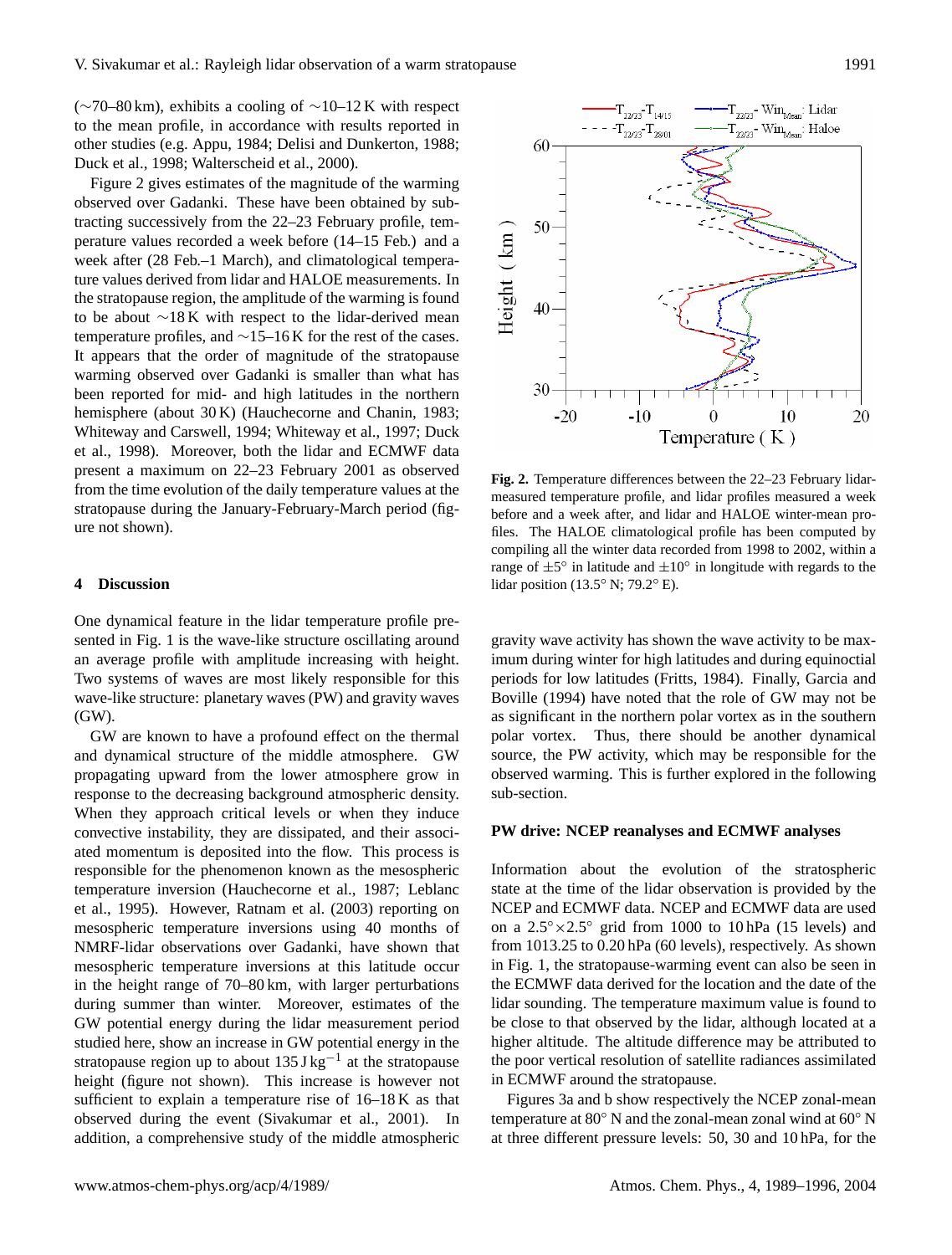(~70–80 km), exhibits a cooling of ~10–12 K with respect to the mean profile, in accordance with results reported in other studies (e.g. Appu, 1984; Delisi and Dunkerton, 1988; Duck et al., 1998; Walterscheid et al., 2000).

Figure 2 gives estimates of the magnitude of the warming observed over Gadanki. These have been obtained by subtracting successively from the 22–23 February profile, temperature values recorded a week before (14–15 Feb.) and a week after (28 Feb.–1 March), and climatological temperature values derived from lidar and HALOE measurements. In the stratopause region, the amplitude of the warming is found to be about ~18 K with respect to the lidar-derived mean temperature profiles, and ~15–16 K for the rest of the cases. It appears that the order of magnitude of the stratopause warming observed over Gadanki is smaller than what has been reported for mid- and high latitudes in the northern hemisphere (about 30 K) (Hauchecorne and Chanin, 1983; Whiteway and Carswell, 1994; Whiteway et al., 1997; Duck et al., 1998). Moreover, both the lidar and ECMWF data present a maximum on 22–23 February 2001 as observed from the time evolution of the daily temperature values at the stratopause during the January-February-March period (figure not shown).

**Fig. 2.** Temperature differences between the 22–23 February lidar-measured temperature profile, and lidar profiles measured a week before and a week after, and lidar and HALOE winter-mean profiles. The HALOE climatological profile has been computed by compiling all the winter data recorded from 1998 to 2002, within a range of ±5° in latitude and ±10° in longitude with regards to the lidar position (13.5° N; 79.2° E).

## 4 Discussion

One dynamical feature in the lidar temperature profile presented in Fig. 1 is the wave-like structure oscillating around an average profile with amplitude increasing with height. Two systems of waves are most likely responsible for this wave-like structure: planetary waves (PW) and gravity waves (GW).

GW are known to have a profound effect on the thermal and dynamical structure of the middle atmosphere. GW propagating upward from the lower atmosphere grow in response to the decreasing background atmospheric density. When they approach critical levels or when they induce convective instability, they are dissipated, and their associated momentum is deposited into the flow. This process is responsible for the phenomenon known as the mesospheric temperature inversion (Hauchecorne et al., 1987; Leblanc et al., 1995). However, Ratnam et al. (2003) reporting on mesospheric temperature inversions using 40 months of NMRF-lidar observations over Gadanki, have shown that mesospheric temperature inversions at this latitude occur in the height range of 70–80 km, with larger perturbations during summer than winter. Moreover, estimates of the GW potential energy during the lidar measurement period studied here, show an increase in GW potential energy in the stratopause region up to about 135 $\mathrm{J\,kg^{-1}}$ at the stratopause height (figure not shown). This increase is however not sufficient to explain a temperature rise of 16–18 K as that observed during the event (Sivakumar et al., 2001). In addition, a comprehensive study of the middle atmospheric gravity wave activity has shown the wave activity to be maximum during winter for high latitudes and during equinoctial periods for low latitudes (Fritts, 1984). Finally, Garcia and Boville (1994) have noted that the role of GW may not be as significant in the northern polar vortex as in the southern polar vortex. Thus, there should be another dynamical source, the PW activity, which may be responsible for the observed warming. This is further explored in the following sub-section.

### PW drive: NCEP reanalyses and ECMWF analyses

Information about the evolution of the stratospheric state at the time of the lidar observation is provided by the NCEP and ECMWF data. NCEP and ECMWF data are used on a 2.5°×2.5° grid from 1000 to 10 hPa (15 levels) and from 1013.25 to 0.20 hPa (60 levels), respectively. As shown in Fig. 1, the stratopause-warming event can also be seen in the ECMWF data derived for the location and the date of the lidar sounding. The temperature maximum value is found to be close to that observed by the lidar, although located at a higher altitude. The altitude difference may be attributed to the poor vertical resolution of satellite radiances assimilated in ECMWF around the stratopause.

Figures 3a and b show respectively the NCEP zonal-mean temperature at 80° N and the zonal-mean zonal wind at 60° N at three different pressure levels: 50, 30 and 10 hPa, for the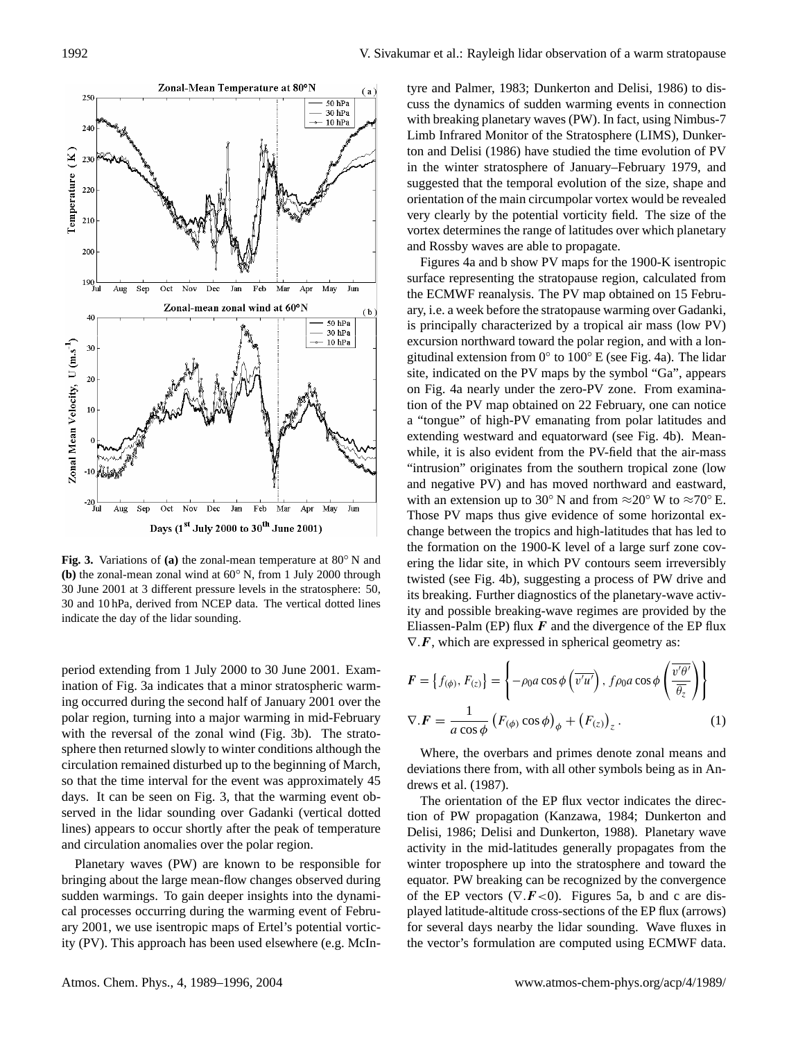Fig. 3. Variations of **(a)** the zonal-mean temperature at 80° N and **(b)** the zonal-mean zonal wind at 60° N, from 1 July 2000 through 30 June 2001 at 3 different pressure levels in the stratosphere: 50, 30 and 10 hPa, derived from NCEP data. The vertical dotted lines indicate the day of the lidar sounding.

period extending from 1 July 2000 to 30 June 2001. Examination of Fig. 3a indicates that a minor stratospheric warming occurred during the second half of January 2001 over the polar region, turning into a major warming in mid-February with the reversal of the zonal wind (Fig. 3b). The stratosphere then returned slowly to winter conditions although the circulation remained disturbed up to the beginning of March, so that the time interval for the event was approximately 45 days. It can be seen on Fig. 3, that the warming event observed in the lidar sounding over Gadanki (vertical dotted lines) appears to occur shortly after the peak of temperature and circulation anomalies over the polar region.

Planetary waves (PW) are known to be responsible for bringing about the large mean-flow changes observed during sudden warmings. To gain deeper insights into the dynamical processes occurring during the warming event of February 2001, we use isentropic maps of Ertel's potential vorticity (PV). This approach has been used elsewhere (e.g. McIntyre and Palmer, 1983; Dunkerton and Delisi, 1986) to discuss the dynamics of sudden warming events in connection with breaking planetary waves (PW). In fact, using Nimbus-7 Limb Infrared Monitor of the Stratosphere (LIMS), Dunkerton and Delisi (1986) have studied the time evolution of PV in the winter stratosphere of January–February 1979, and suggested that the temporal evolution of the size, shape and orientation of the main circumpolar vortex would be revealed very clearly by the potential vorticity field. The size of the vortex determines the range of latitudes over which planetary and Rossby waves are able to propagate.

Figures 4a and b show PV maps for the 1900-K isentropic surface representing the stratopause region, calculated from the ECMWF reanalysis. The PV map obtained on 15 February, i.e. a week before the stratopause warming over Gadanki, is principally characterized by a tropical air mass (low PV) excursion northward toward the polar region, and with a longitudinal extension from 0° to 100° E (see Fig. 4a). The lidar site, indicated on the PV maps by the symbol "Ga", appears on Fig. 4a nearly under the zero-PV zone. From examination of the PV map obtained on 22 February, one can notice a "tongue" of high-PV emanating from polar latitudes and extending westward and equatorward (see Fig. 4b). Meanwhile, it is also evident from the PV-field that the air-mass "intrusion" originates from the southern tropical zone (low and negative PV) and has moved northward and eastward, with an extension up to 30° N and from ≈20° W to ≈70° E. Those PV maps thus give evidence of some horizontal exchange between the tropics and high-latitudes that has led to the formation on the 1900-K level of a large surf zone covering the lidar site, in which PV contours seem irreversibly twisted (see Fig. 4b), suggesting a process of PW drive and its breaking. Further diagnostics of the planetary-wave activity and possible breaking-wave regimes are provided by the Eliassen-Palm (EP) flux $\boldsymbol{F}$ and the divergence of the EP flux $\nabla.\boldsymbol{F}$, which are expressed in spherical geometry as:

$$\boldsymbol{F} = \left\{f_{(\phi)}, F_{(z)}\right\} = \left\{-\rho_0 a \cos\phi\left(\overline{v'u'}\right), f\rho_0 a \cos\phi\left(\frac{\overline{v'\theta'}}{\overline{\theta_z}}\right)\right\}$$

$$\nabla.\boldsymbol{F} = \frac{1}{a\cos\phi}\left(F_{(\phi)}\cos\phi\right)_{\phi} + \left(F_{(z)}\right)_{z}. \quad (1)$$

Where, the overbars and primes denote zonal means and deviations there from, with all other symbols being as in Andrews et al. (1987).

The orientation of the EP flux vector indicates the direction of PW propagation (Kanzawa, 1984; Dunkerton and Delisi, 1986; Delisi and Dunkerton, 1988). Planetary wave activity in the mid-latitudes generally propagates from the winter troposphere up into the stratosphere and toward the equator. PW breaking can be recognized by the convergence of the EP vectors ($\nabla.\boldsymbol{F}<0$). Figures 5a, b and c are displayed latitude-altitude cross-sections of the EP flux (arrows) for several days nearby the lidar sounding. Wave fluxes in the vector's formulation are computed using ECMWF data.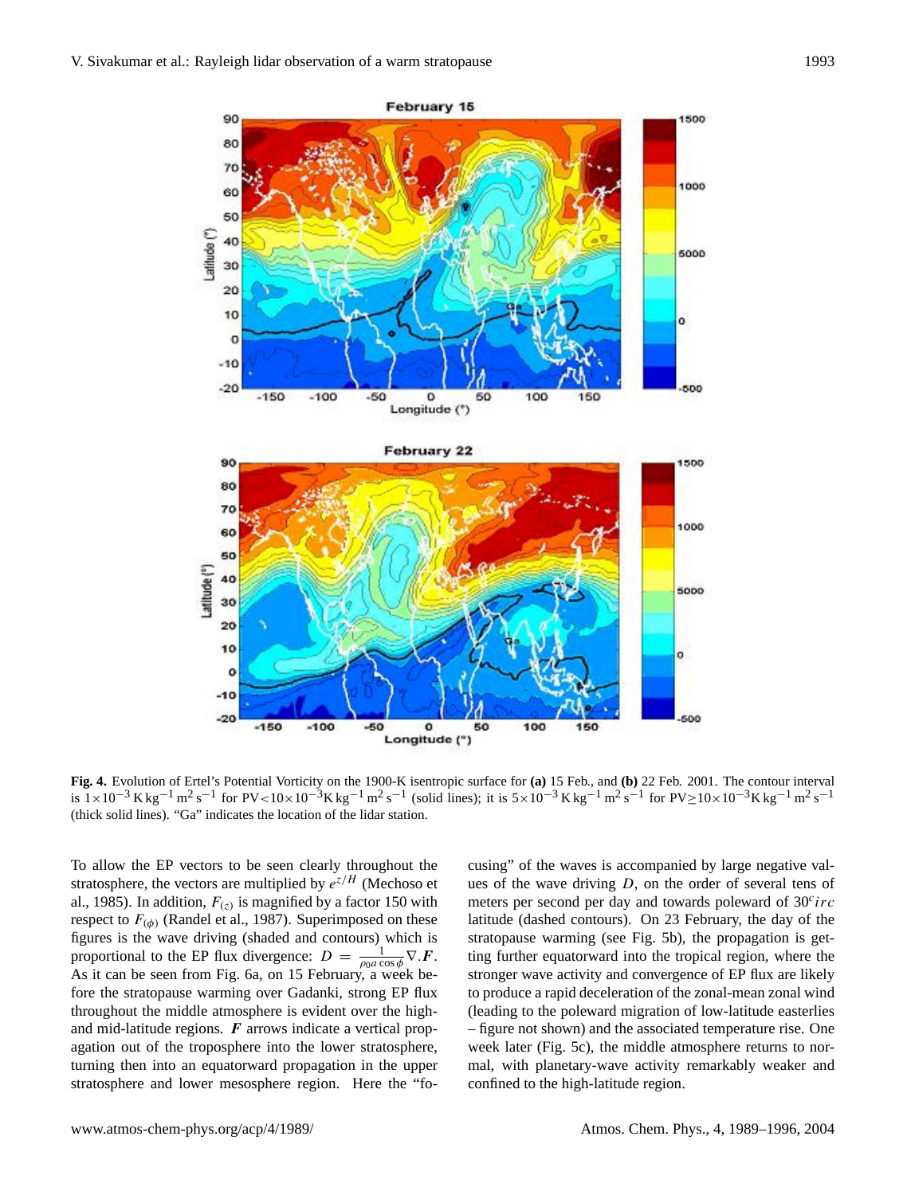**Fig. 4.** Evolution of Ertel's Potential Vorticity on the 1900-K isentropic surface for **(a)** 15 Feb., and **(b)** 22 Feb. 2001. The contour interval is $1\times10^{-3}\,\mathrm{K\,kg^{-1}\,m^2\,s^{-1}}$ for $\mathrm{PV}<10\times10^{-3}\mathrm{K\,kg^{-1}\,m^2\,s^{-1}}$ (solid lines); it is $5\times10^{-3}\,\mathrm{K\,kg^{-1}\,m^2\,s^{-1}}$ for $\mathrm{PV}\geq10\times10^{-3}\mathrm{K\,kg^{-1}\,m^2\,s^{-1}}$ (thick solid lines). "Ga" indicates the location of the lidar station.

To allow the EP vectors to be seen clearly throughout the stratosphere, the vectors are multiplied by $e^{z/H}$ (Mechoso et al., 1985). In addition, $F_{(z)}$ is magnified by a factor 150 with respect to $F_{(\phi)}$ (Randel et al., 1987). Superimposed on these figures is the wave driving (shaded and contours) which is proportional to the EP flux divergence: $D = \frac{1}{\rho_0 a \cos\phi}\nabla.\boldsymbol{F}$. As it can be seen from Fig. 6a, on 15 February, a week before the stratopause warming over Gadanki, strong EP flux throughout the middle atmosphere is evident over the high- and mid-latitude regions. $\boldsymbol{F}$ arrows indicate a vertical propagation out of the troposphere into the lower stratosphere, turning then into an equatorward propagation in the upper stratosphere and lower mesosphere region. Here the "focusing" of the waves is accompanied by large negative values of the wave driving $D$, on the order of several tens of meters per second per day and towards poleward of $30^{c}irc$ latitude (dashed contours). On 23 February, the day of the stratopause warming (see Fig. 5b), the propagation is getting further equatorward into the tropical region, where the stronger wave activity and convergence of EP flux are likely to produce a rapid deceleration of the zonal-mean zonal wind (leading to the poleward migration of low-latitude easterlies – figure not shown) and the associated temperature rise. One week later (Fig. 5c), the middle atmosphere returns to normal, with planetary-wave activity remarkably weaker and confined to the high-latitude region.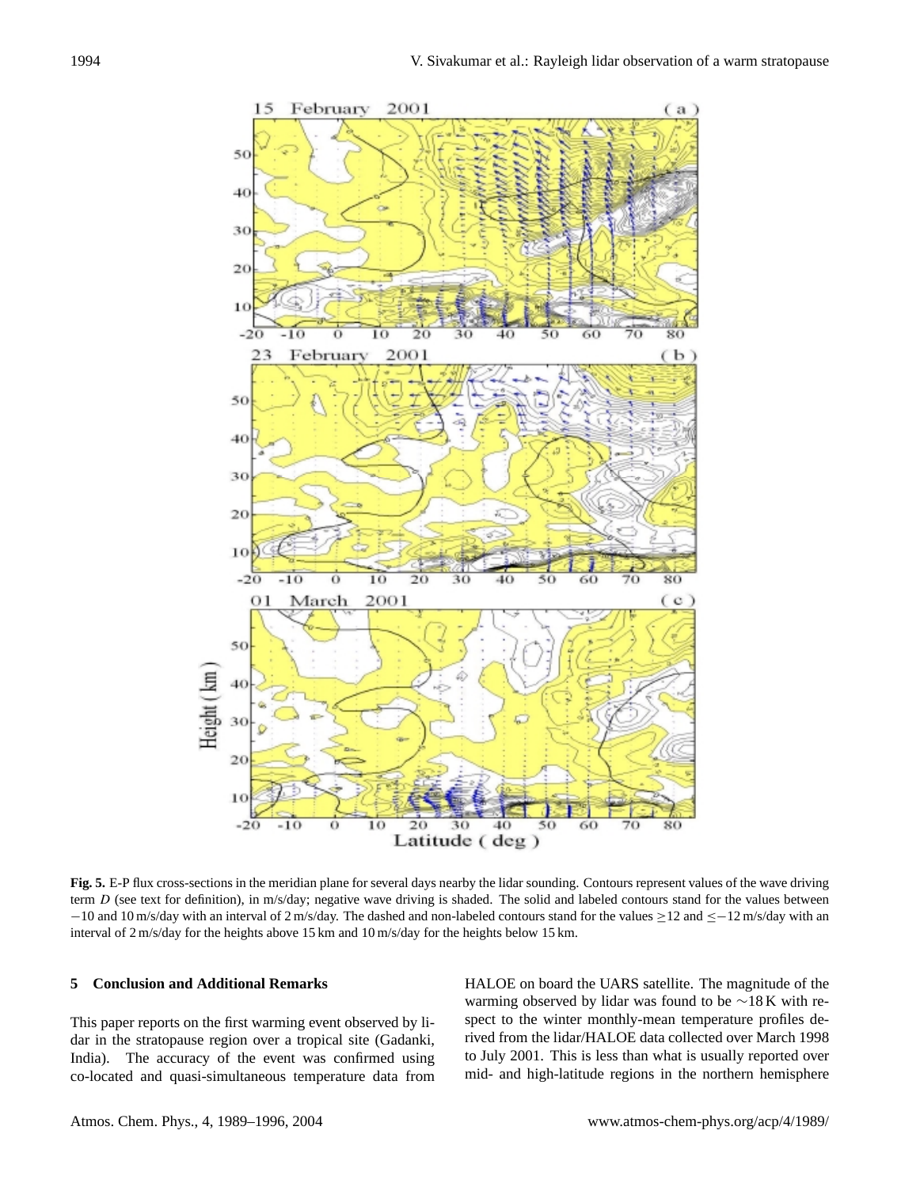**Fig. 5.** E-P flux cross-sections in the meridian plane for several days nearby the lidar sounding. Contours represent values of the wave driving term $D$ (see text for definition), in m/s/day; negative wave driving is shaded. The solid and labeled contours stand for the values between $-10$ and 10 m/s/day with an interval of 2 m/s/day. The dashed and non-labeled contours stand for the values $\geq 12$ and $\leq -12$ m/s/day with an interval of 2 m/s/day for the heights above 15 km and 10 m/s/day for the heights below 15 km.

## 5 Conclusion and Additional Remarks

This paper reports on the first warming event observed by lidar in the stratopause region over a tropical site (Gadanki, India). The accuracy of the event was confirmed using co-located and quasi-simultaneous temperature data from HALOE on board the UARS satellite. The magnitude of the warming observed by lidar was found to be $\sim$18 K with respect to the winter monthly-mean temperature profiles derived from the lidar/HALOE data collected over March 1998 to July 2001. This is less than what is usually reported over mid- and high-latitude regions in the northern hemisphere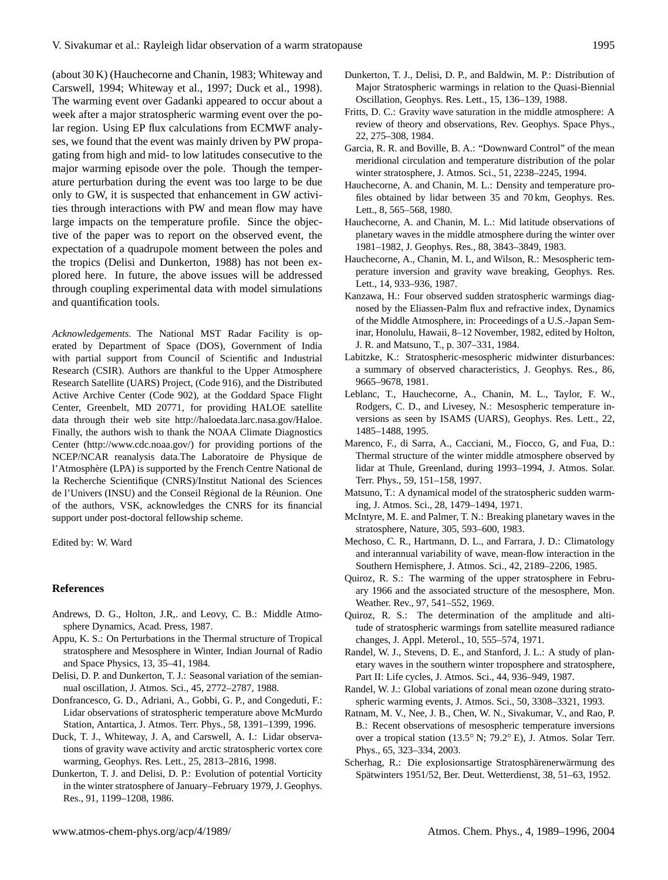(about 30 K) (Hauchecorne and Chanin, 1983; Whiteway and Carswell, 1994; Whiteway et al., 1997; Duck et al., 1998). The warming event over Gadanki appeared to occur about a week after a major stratospheric warming event over the polar region. Using EP flux calculations from ECMWF analyses, we found that the event was mainly driven by PW propagating from high and mid- to low latitudes consecutive to the major warming episode over the pole. Though the temperature perturbation during the event was too large to be due only to GW, it is suspected that enhancement in GW activities through interactions with PW and mean flow may have large impacts on the temperature profile. Since the objective of the paper was to report on the observed event, the expectation of a quadrupole moment between the poles and the tropics (Delisi and Dunkerton, 1988) has not been explored here. In future, the above issues will be addressed through coupling experimental data with model simulations and quantification tools.

*Acknowledgements.* The National MST Radar Facility is operated by Department of Space (DOS), Government of India with partial support from Council of Scientific and Industrial Research (CSIR). Authors are thankful to the Upper Atmosphere Research Satellite (UARS) Project, (Code 916), and the Distributed Active Archive Center (Code 902), at the Goddard Space Flight Center, Greenbelt, MD 20771, for providing HALOE satellite data through their web site http://haloedata.larc.nasa.gov/Haloe. Finally, the authors wish to thank the NOAA Climate Diagnostics Center (http://www.cdc.noaa.gov/) for providing portions of the NCEP/NCAR reanalysis data.The Laboratoire de Physique de l'Atmosphère (LPA) is supported by the French Centre National de la Recherche Scientifique (CNRS)/Institut National des Sciences de l'Univers (INSU) and the Conseil Régional de la Réunion. One of the authors, VSK, acknowledges the CNRS for its financial support under post-doctoral fellowship scheme.

Edited by: W. Ward

## References

Andrews, D. G., Holton, J.R,. and Leovy, C. B.: Middle Atmosphere Dynamics, Acad. Press, 1987.

Appu, K. S.: On Perturbations in the Thermal structure of Tropical stratosphere and Mesosphere in Winter, Indian Journal of Radio and Space Physics, 13, 35–41, 1984.

Delisi, D. P. and Dunkerton, T. J.: Seasonal variation of the semiannual oscillation, J. Atmos. Sci., 45, 2772–2787, 1988.

Donfrancesco, G. D., Adriani, A., Gobbi, G. P., and Congeduti, F.: Lidar observations of stratospheric temperature above McMurdo Station, Antartica, J. Atmos. Terr. Phys., 58, 1391–1399, 1996.

Duck, T. J., Whiteway, J. A, and Carswell, A. I.: Lidar observations of gravity wave activity and arctic stratospheric vortex core warming, Geophys. Res. Lett., 25, 2813–2816, 1998.

Dunkerton, T. J. and Delisi, D. P.: Evolution of potential Vorticity in the winter stratosphere of January–February 1979, J. Geophys. Res., 91, 1199–1208, 1986.

Dunkerton, T. J., Delisi, D. P., and Baldwin, M. P.: Distribution of Major Stratospheric warmings in relation to the Quasi-Biennial Oscillation, Geophys. Res. Lett., 15, 136–139, 1988.

Fritts, D. C.: Gravity wave saturation in the middle atmosphere: A review of theory and observations, Rev. Geophys. Space Phys., 22, 275–308, 1984.

Garcia, R. R. and Boville, B. A.: "Downward Control" of the mean meridional circulation and temperature distribution of the polar winter stratosphere, J. Atmos. Sci., 51, 2238–2245, 1994.

Hauchecorne, A. and Chanin, M. L.: Density and temperature profiles obtained by lidar between 35 and 70 km, Geophys. Res. Lett., 8, 565–568, 1980.

Hauchecorne, A. and Chanin, M. L.: Mid latitude observations of planetary waves in the middle atmosphere during the winter over 1981–1982, J. Geophys. Res., 88, 3843–3849, 1983.

Hauchecorne, A., Chanin, M. L, and Wilson, R.: Mesospheric temperature inversion and gravity wave breaking, Geophys. Res. Lett., 14, 933–936, 1987.

Kanzawa, H.: Four observed sudden stratospheric warmings diagnosed by the Eliassen-Palm flux and refractive index, Dynamics of the Middle Atmosphere, in: Proceedings of a U.S.-Japan Seminar, Honolulu, Hawaii, 8–12 November, 1982, edited by Holton, J. R. and Matsuno, T., p. 307–331, 1984.

Labitzke, K.: Stratospheric-mesospheric midwinter disturbances: a summary of observed characteristics, J. Geophys. Res., 86, 9665–9678, 1981.

Leblanc, T., Hauchecorne, A., Chanin, M. L., Taylor, F. W., Rodgers, C. D., and Livesey, N.: Mesospheric temperature inversions as seen by ISAMS (UARS), Geophys. Res. Lett., 22, 1485–1488, 1995.

Marenco, F., di Sarra, A., Cacciani, M., Fiocco, G, and Fua, D.: Thermal structure of the winter middle atmosphere observed by lidar at Thule, Greenland, during 1993–1994, J. Atmos. Solar. Terr. Phys., 59, 151–158, 1997.

Matsuno, T.: A dynamical model of the stratospheric sudden warming, J. Atmos. Sci., 28, 1479–1494, 1971.

McIntyre, M. E. and Palmer, T. N.: Breaking planetary waves in the stratosphere, Nature, 305, 593–600, 1983.

Mechoso, C. R., Hartmann, D. L., and Farrara, J. D.: Climatology and interannual variability of wave, mean-flow interaction in the Southern Hemisphere, J. Atmos. Sci., 42, 2189–2206, 1985.

Quiroz, R. S.: The warming of the upper stratosphere in February 1966 and the associated structure of the mesosphere, Mon. Weather. Rev., 97, 541–552, 1969.

Quiroz, R. S.: The determination of the amplitude and altitude of stratospheric warmings from satellite measured radiance changes, J. Appl. Meterol., 10, 555–574, 1971.

Randel, W. J., Stevens, D. E., and Stanford, J. L.: A study of planetary waves in the southern winter troposphere and stratosphere, Part II: Life cycles, J. Atmos. Sci., 44, 936–949, 1987.

Randel, W. J.: Global variations of zonal mean ozone during stratospheric warming events, J. Atmos. Sci., 50, 3308–3321, 1993.

Ratnam, M. V., Nee, J. B., Chen, W. N., Sivakumar, V., and Rao, P. B.: Recent observations of mesospheric temperature inversions over a tropical station (13.5° N; 79.2° E), J. Atmos. Solar Terr. Phys., 65, 323–334, 2003.

Scherhag, R.: Die explosionsartige Stratosphärenerwärmung des Spätwinters 1951/52, Ber. Deut. Wetterdienst, 38, 51–63, 1952.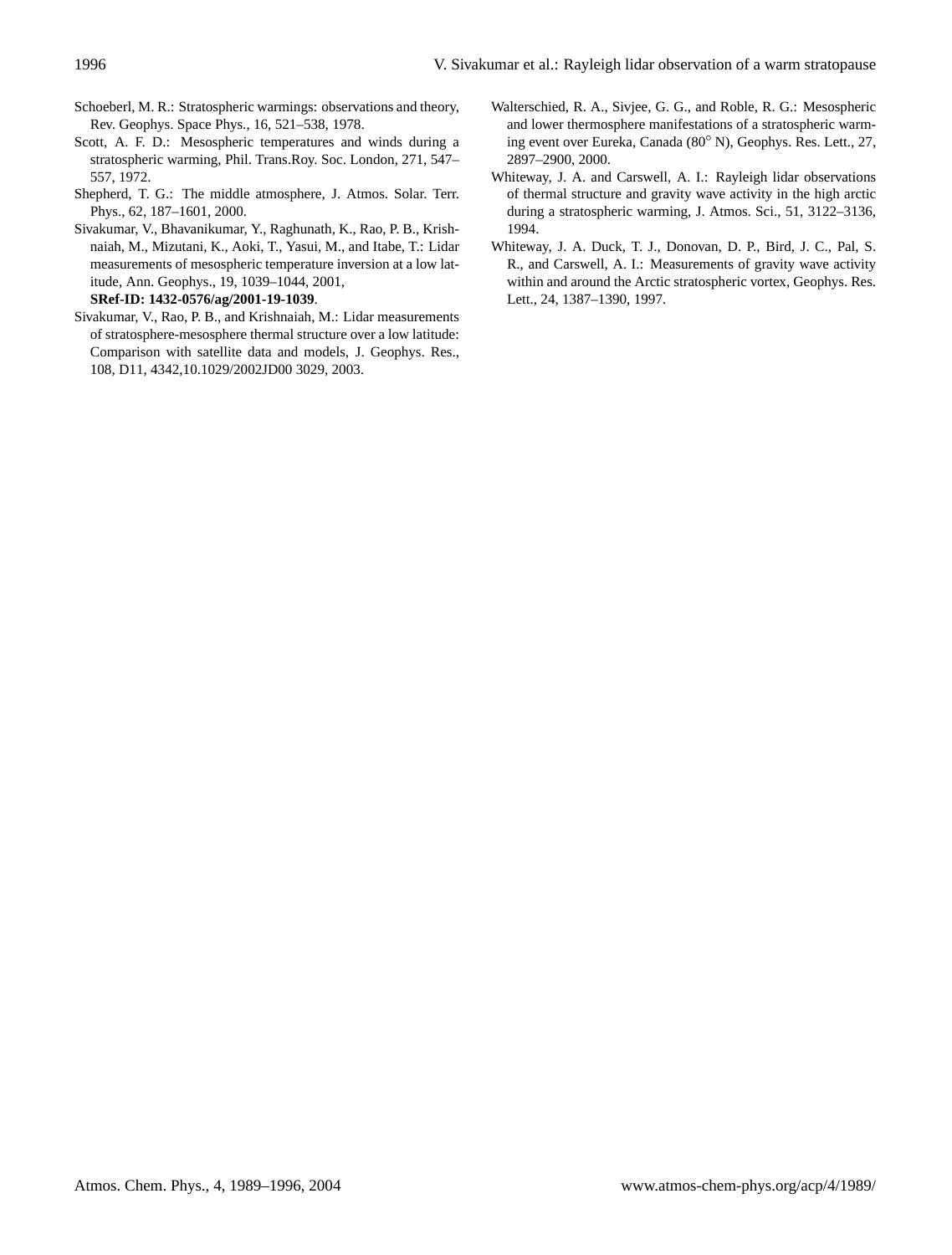Schoeberl, M. R.: Stratospheric warmings: observations and theory, Rev. Geophys. Space Phys., 16, 521–538, 1978.

Scott, A. F. D.: Mesospheric temperatures and winds during a stratospheric warming, Phil. Trans.Roy. Soc. London, 271, 547–557, 1972.

Shepherd, T. G.: The middle atmosphere, J. Atmos. Solar. Terr. Phys., 62, 187–1601, 2000.

Sivakumar, V., Bhavanikumar, Y., Raghunath, K., Rao, P. B., Krishnaiah, M., Mizutani, K., Aoki, T., Yasui, M., and Itabe, T.: Lidar measurements of mesospheric temperature inversion at a low latitude, Ann. Geophys., 19, 1039–1044, 2001, **SRef-ID: 1432-0576/ag/2001-19-1039**.

Sivakumar, V., Rao, P. B., and Krishnaiah, M.: Lidar measurements of stratosphere-mesosphere thermal structure over a low latitude: Comparison with satellite data and models, J. Geophys. Res., 108, D11, 4342,10.1029/2002JD00 3029, 2003.

Walterschied, R. A., Sivjee, G. G., and Roble, R. G.: Mesospheric and lower thermosphere manifestations of a stratospheric warming event over Eureka, Canada (80° N), Geophys. Res. Lett., 27, 2897–2900, 2000.

Whiteway, J. A. and Carswell, A. I.: Rayleigh lidar observations of thermal structure and gravity wave activity in the high arctic during a stratospheric warming, J. Atmos. Sci., 51, 3122–3136, 1994.

Whiteway, J. A. Duck, T. J., Donovan, D. P., Bird, J. C., Pal, S. R., and Carswell, A. I.: Measurements of gravity wave activity within and around the Arctic stratospheric vortex, Geophys. Res. Lett., 24, 1387–1390, 1997.